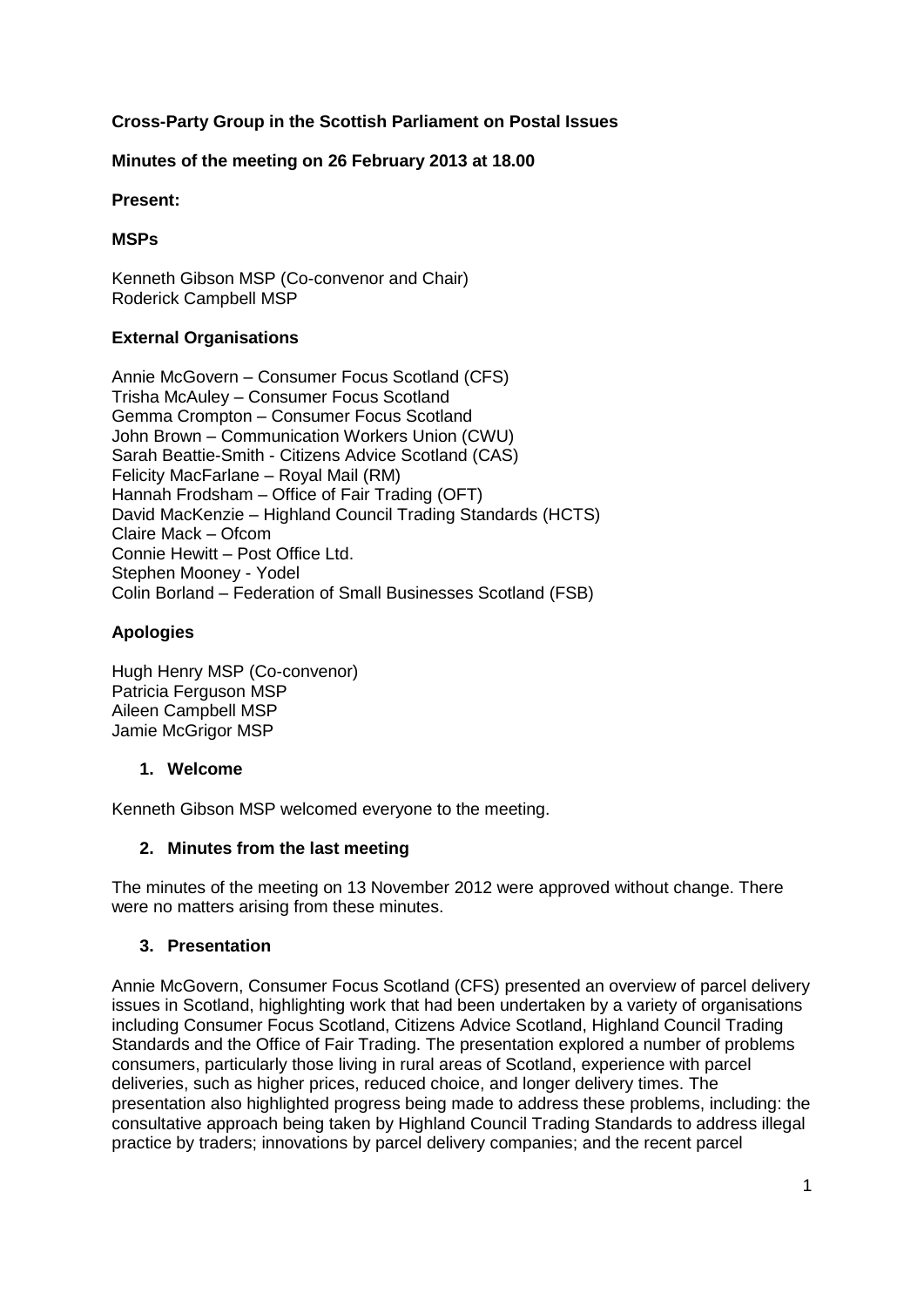**Cross-Party Group in the Scottish Parliament on Postal Issues**

**Minutes of the meeting on 26 February 2013 at 18.00**

**Present:**

**MSPs**

Kenneth Gibson MSP (Co-convenor and Chair)
Roderick Campbell MSP

**External Organisations**

Annie McGovern – Consumer Focus Scotland (CFS)
Trisha McAuley – Consumer Focus Scotland
Gemma Crompton – Consumer Focus Scotland
John Brown – Communication Workers Union (CWU)
Sarah Beattie-Smith - Citizens Advice Scotland (CAS)
Felicity MacFarlane – Royal Mail (RM)
Hannah Frodsham – Office of Fair Trading (OFT)
David MacKenzie – Highland Council Trading Standards (HCTS)
Claire Mack – Ofcom
Connie Hewitt – Post Office Ltd.
Stephen Mooney - Yodel
Colin Borland – Federation of Small Businesses Scotland (FSB)

**Apologies**

Hugh Henry MSP (Co-convenor)
Patricia Ferguson MSP
Aileen Campbell MSP
Jamie McGrigor MSP

1. **Welcome**

Kenneth Gibson MSP welcomed everyone to the meeting.

2. **Minutes from the last meeting**

The minutes of the meeting on 13 November 2012 were approved without change. There were no matters arising from these minutes.

3. **Presentation**

Annie McGovern, Consumer Focus Scotland (CFS) presented an overview of parcel delivery issues in Scotland, highlighting work that had been undertaken by a variety of organisations including Consumer Focus Scotland, Citizens Advice Scotland, Highland Council Trading Standards and the Office of Fair Trading. The presentation explored a number of problems consumers, particularly those living in rural areas of Scotland, experience with parcel deliveries, such as higher prices, reduced choice, and longer delivery times. The presentation also highlighted progress being made to address these problems, including: the consultative approach being taken by Highland Council Trading Standards to address illegal practice by traders; innovations by parcel delivery companies; and the recent parcel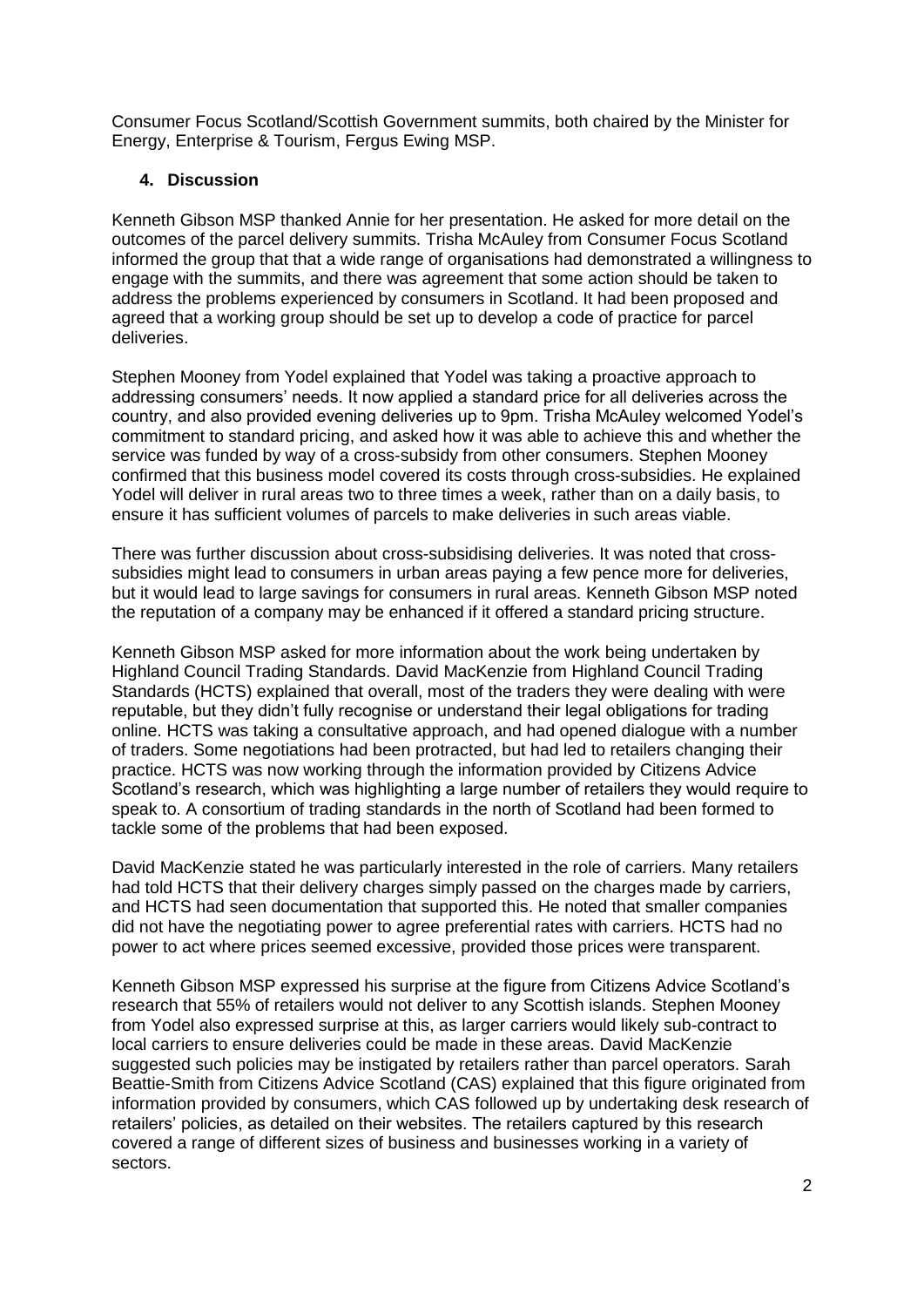Consumer Focus Scotland/Scottish Government summits, both chaired by the Minister for Energy, Enterprise & Tourism, Fergus Ewing MSP.

## 4. Discussion

Kenneth Gibson MSP thanked Annie for her presentation. He asked for more detail on the outcomes of the parcel delivery summits. Trisha McAuley from Consumer Focus Scotland informed the group that that a wide range of organisations had demonstrated a willingness to engage with the summits, and there was agreement that some action should be taken to address the problems experienced by consumers in Scotland. It had been proposed and agreed that a working group should be set up to develop a code of practice for parcel deliveries.

Stephen Mooney from Yodel explained that Yodel was taking a proactive approach to addressing consumers' needs. It now applied a standard price for all deliveries across the country, and also provided evening deliveries up to 9pm. Trisha McAuley welcomed Yodel's commitment to standard pricing, and asked how it was able to achieve this and whether the service was funded by way of a cross-subsidy from other consumers. Stephen Mooney confirmed that this business model covered its costs through cross-subsidies. He explained Yodel will deliver in rural areas two to three times a week, rather than on a daily basis, to ensure it has sufficient volumes of parcels to make deliveries in such areas viable.

There was further discussion about cross-subsidising deliveries. It was noted that cross-subsidies might lead to consumers in urban areas paying a few pence more for deliveries, but it would lead to large savings for consumers in rural areas. Kenneth Gibson MSP noted the reputation of a company may be enhanced if it offered a standard pricing structure.

Kenneth Gibson MSP asked for more information about the work being undertaken by Highland Council Trading Standards. David MacKenzie from Highland Council Trading Standards (HCTS) explained that overall, most of the traders they were dealing with were reputable, but they didn't fully recognise or understand their legal obligations for trading online. HCTS was taking a consultative approach, and had opened dialogue with a number of traders. Some negotiations had been protracted, but had led to retailers changing their practice. HCTS was now working through the information provided by Citizens Advice Scotland's research, which was highlighting a large number of retailers they would require to speak to. A consortium of trading standards in the north of Scotland had been formed to tackle some of the problems that had been exposed.

David MacKenzie stated he was particularly interested in the role of carriers. Many retailers had told HCTS that their delivery charges simply passed on the charges made by carriers, and HCTS had seen documentation that supported this. He noted that smaller companies did not have the negotiating power to agree preferential rates with carriers. HCTS had no power to act where prices seemed excessive, provided those prices were transparent.

Kenneth Gibson MSP expressed his surprise at the figure from Citizens Advice Scotland's research that 55% of retailers would not deliver to any Scottish islands. Stephen Mooney from Yodel also expressed surprise at this, as larger carriers would likely sub-contract to local carriers to ensure deliveries could be made in these areas. David MacKenzie suggested such policies may be instigated by retailers rather than parcel operators. Sarah Beattie-Smith from Citizens Advice Scotland (CAS) explained that this figure originated from information provided by consumers, which CAS followed up by undertaking desk research of retailers' policies, as detailed on their websites. The retailers captured by this research covered a range of different sizes of business and businesses working in a variety of sectors.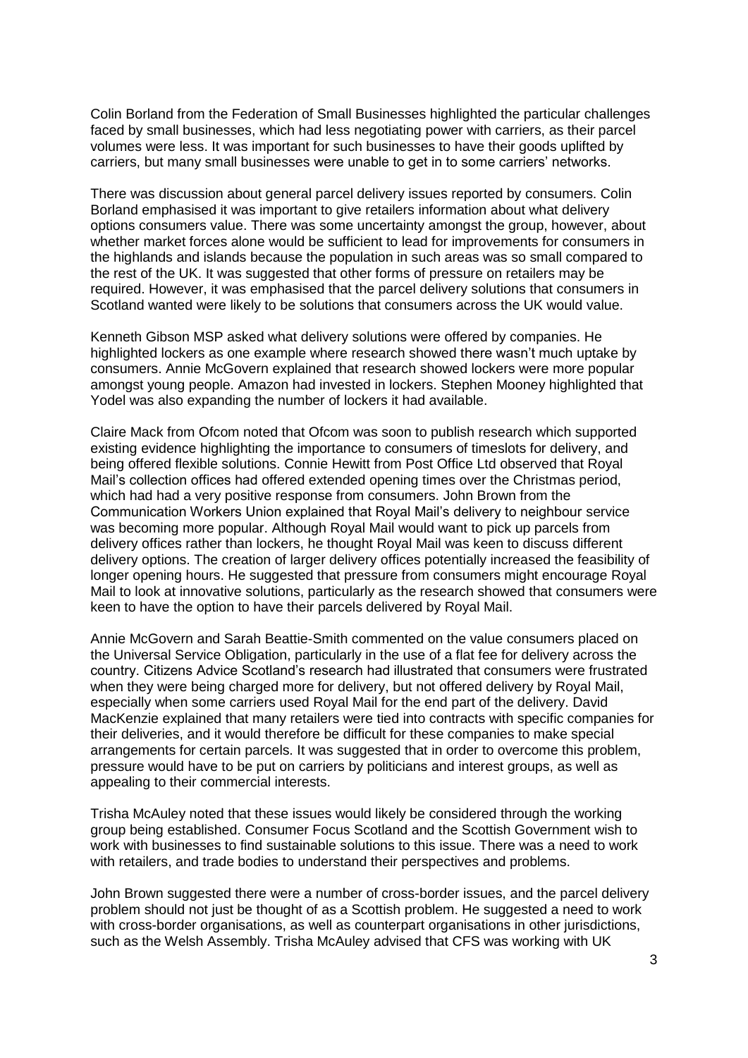Colin Borland from the Federation of Small Businesses highlighted the particular challenges faced by small businesses, which had less negotiating power with carriers, as their parcel volumes were less. It was important for such businesses to have their goods uplifted by carriers, but many small businesses were unable to get in to some carriers' networks.

There was discussion about general parcel delivery issues reported by consumers. Colin Borland emphasised it was important to give retailers information about what delivery options consumers value. There was some uncertainty amongst the group, however, about whether market forces alone would be sufficient to lead for improvements for consumers in the highlands and islands because the population in such areas was so small compared to the rest of the UK. It was suggested that other forms of pressure on retailers may be required. However, it was emphasised that the parcel delivery solutions that consumers in Scotland wanted were likely to be solutions that consumers across the UK would value.

Kenneth Gibson MSP asked what delivery solutions were offered by companies. He highlighted lockers as one example where research showed there wasn't much uptake by consumers. Annie McGovern explained that research showed lockers were more popular amongst young people. Amazon had invested in lockers. Stephen Mooney highlighted that Yodel was also expanding the number of lockers it had available.

Claire Mack from Ofcom noted that Ofcom was soon to publish research which supported existing evidence highlighting the importance to consumers of timeslots for delivery, and being offered flexible solutions. Connie Hewitt from Post Office Ltd observed that Royal Mail's collection offices had offered extended opening times over the Christmas period, which had had a very positive response from consumers. John Brown from the Communication Workers Union explained that Royal Mail's delivery to neighbour service was becoming more popular. Although Royal Mail would want to pick up parcels from delivery offices rather than lockers, he thought Royal Mail was keen to discuss different delivery options. The creation of larger delivery offices potentially increased the feasibility of longer opening hours. He suggested that pressure from consumers might encourage Royal Mail to look at innovative solutions, particularly as the research showed that consumers were keen to have the option to have their parcels delivered by Royal Mail.

Annie McGovern and Sarah Beattie-Smith commented on the value consumers placed on the Universal Service Obligation, particularly in the use of a flat fee for delivery across the country. Citizens Advice Scotland's research had illustrated that consumers were frustrated when they were being charged more for delivery, but not offered delivery by Royal Mail, especially when some carriers used Royal Mail for the end part of the delivery. David MacKenzie explained that many retailers were tied into contracts with specific companies for their deliveries, and it would therefore be difficult for these companies to make special arrangements for certain parcels. It was suggested that in order to overcome this problem, pressure would have to be put on carriers by politicians and interest groups, as well as appealing to their commercial interests.

Trisha McAuley noted that these issues would likely be considered through the working group being established. Consumer Focus Scotland and the Scottish Government wish to work with businesses to find sustainable solutions to this issue. There was a need to work with retailers, and trade bodies to understand their perspectives and problems.

John Brown suggested there were a number of cross-border issues, and the parcel delivery problem should not just be thought of as a Scottish problem. He suggested a need to work with cross-border organisations, as well as counterpart organisations in other jurisdictions, such as the Welsh Assembly. Trisha McAuley advised that CFS was working with UK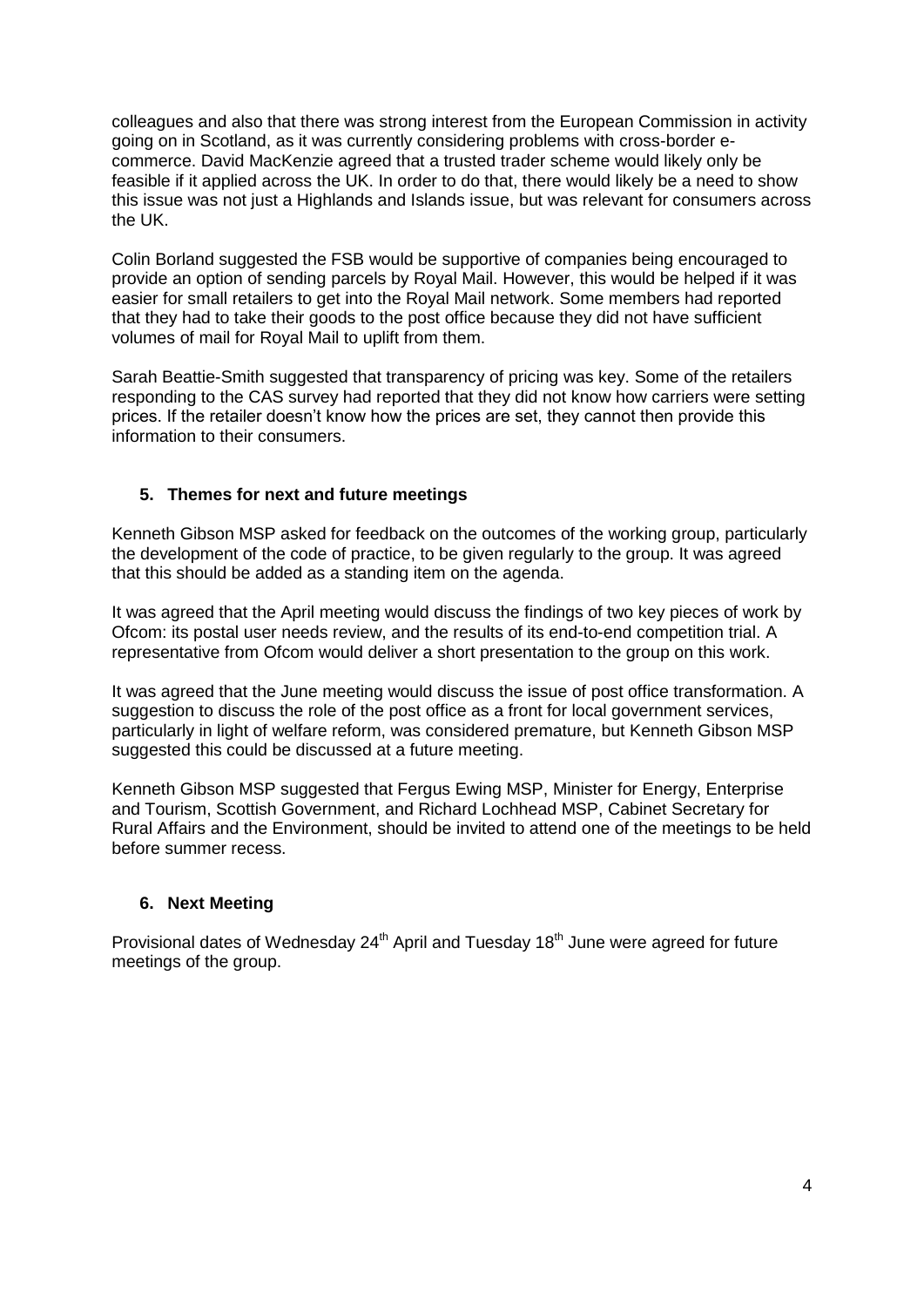colleagues and also that there was strong interest from the European Commission in activity going on in Scotland, as it was currently considering problems with cross-border e-commerce. David MacKenzie agreed that a trusted trader scheme would likely only be feasible if it applied across the UK. In order to do that, there would likely be a need to show this issue was not just a Highlands and Islands issue, but was relevant for consumers across the UK.

Colin Borland suggested the FSB would be supportive of companies being encouraged to provide an option of sending parcels by Royal Mail. However, this would be helped if it was easier for small retailers to get into the Royal Mail network. Some members had reported that they had to take their goods to the post office because they did not have sufficient volumes of mail for Royal Mail to uplift from them.

Sarah Beattie-Smith suggested that transparency of pricing was key. Some of the retailers responding to the CAS survey had reported that they did not know how carriers were setting prices. If the retailer doesn't know how the prices are set, they cannot then provide this information to their consumers.

## 5. Themes for next and future meetings

Kenneth Gibson MSP asked for feedback on the outcomes of the working group, particularly the development of the code of practice, to be given regularly to the group. It was agreed that this should be added as a standing item on the agenda.

It was agreed that the April meeting would discuss the findings of two key pieces of work by Ofcom: its postal user needs review, and the results of its end-to-end competition trial. A representative from Ofcom would deliver a short presentation to the group on this work.

It was agreed that the June meeting would discuss the issue of post office transformation. A suggestion to discuss the role of the post office as a front for local government services, particularly in light of welfare reform, was considered premature, but Kenneth Gibson MSP suggested this could be discussed at a future meeting.

Kenneth Gibson MSP suggested that Fergus Ewing MSP, Minister for Energy, Enterprise and Tourism, Scottish Government, and Richard Lochhead MSP, Cabinet Secretary for Rural Affairs and the Environment, should be invited to attend one of the meetings to be held before summer recess.

## 6. Next Meeting

Provisional dates of Wednesday 24th April and Tuesday 18th June were agreed for future meetings of the group.